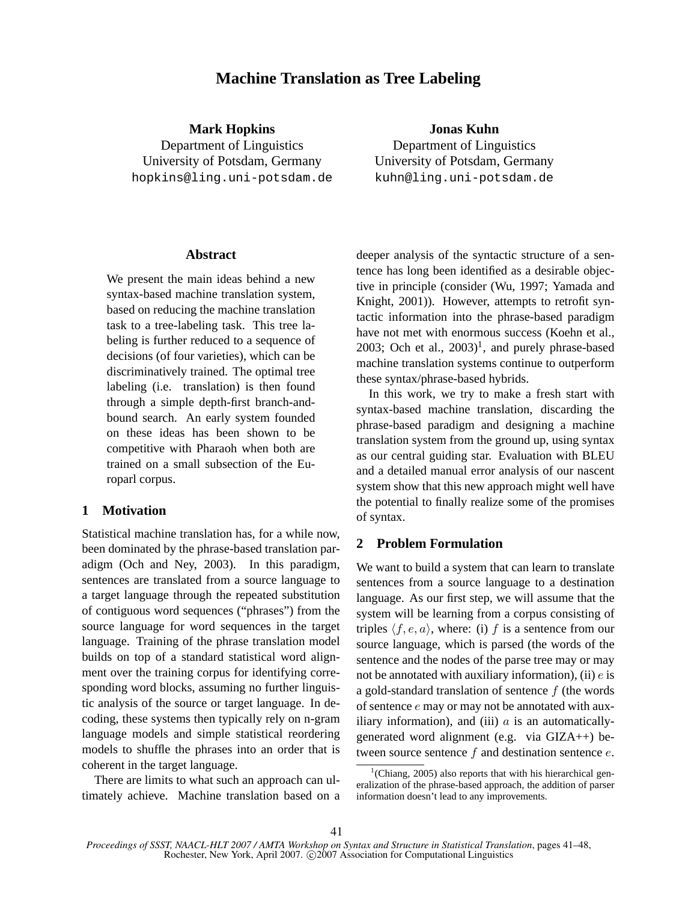# Machine Translation as Tree Labeling

**Mark Hopkins**
Department of Linguistics
University of Potsdam, Germany
hopkins@ling.uni-potsdam.de

**Jonas Kuhn**
Department of Linguistics
University of Potsdam, Germany
kuhn@ling.uni-potsdam.de

## Abstract

We present the main ideas behind a new syntax-based machine translation system, based on reducing the machine translation task to a tree-labeling task. This tree labeling is further reduced to a sequence of decisions (of four varieties), which can be discriminatively trained. The optimal tree labeling (i.e. translation) is then found through a simple depth-first branch-and-bound search. An early system founded on these ideas has been shown to be competitive with Pharaoh when both are trained on a small subsection of the Europarl corpus.

## 1 Motivation

Statistical machine translation has, for a while now, been dominated by the phrase-based translation paradigm (Och and Ney, 2003). In this paradigm, sentences are translated from a source language to a target language through the repeated substitution of contiguous word sequences ("phrases") from the source language for word sequences in the target language. Training of the phrase translation model builds on top of a standard statistical word alignment over the training corpus for identifying corresponding word blocks, assuming no further linguistic analysis of the source or target language. In decoding, these systems then typically rely on n-gram language models and simple statistical reordering models to shuffle the phrases into an order that is coherent in the target language.

There are limits to what such an approach can ultimately achieve. Machine translation based on a deeper analysis of the syntactic structure of a sentence has long been identified as a desirable objective in principle (consider (Wu, 1997; Yamada and Knight, 2001)). However, attempts to retrofit syntactic information into the phrase-based paradigm have not met with enormous success (Koehn et al., 2003; Och et al., 2003)[1], and purely phrase-based machine translation systems continue to outperform these syntax/phrase-based hybrids.

In this work, we try to make a fresh start with syntax-based machine translation, discarding the phrase-based paradigm and designing a machine translation system from the ground up, using syntax as our central guiding star. Evaluation with BLEU and a detailed manual error analysis of our nascent system show that this new approach might well have the potential to finally realize some of the promises of syntax.

## 2 Problem Formulation

We want to build a system that can learn to translate sentences from a source language to a destination language. As our first step, we will assume that the system will be learning from a corpus consisting of triples $\langle f, e, a \rangle$, where: (i) $f$ is a sentence from our source language, which is parsed (the words of the sentence and the nodes of the parse tree may or may not be annotated with auxiliary information), (ii) $e$ is a gold-standard translation of sentence $f$ (the words of sentence $e$ may or may not be annotated with auxiliary information), and (iii) $a$ is an automatically-generated word alignment (e.g. via GIZA++) between source sentence $f$ and destination sentence $e$.

[1](Chiang, 2005) also reports that with his hierarchical generalization of the phrase-based approach, the addition of parser information doesn't lead to any improvements.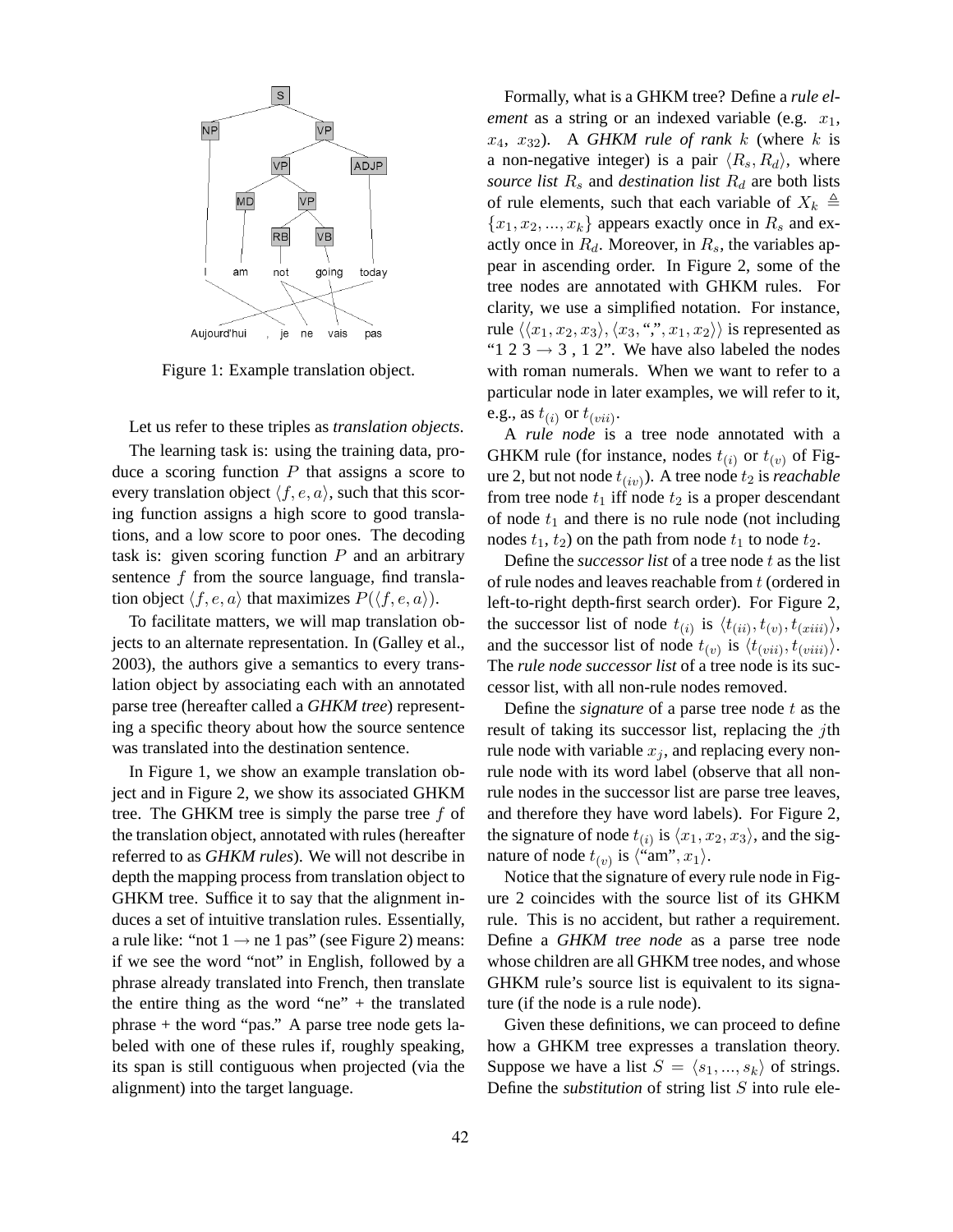Figure 1: Example translation object.

Let us refer to these triples as *translation objects*.

The learning task is: using the training data, produce a scoring function $P$ that assigns a score to every translation object $\langle f, e, a \rangle$, such that this scoring function assigns a high score to good translations, and a low score to poor ones. The decoding task is: given scoring function $P$ and an arbitrary sentence $f$ from the source language, find translation object $\langle f, e, a \rangle$ that maximizes $P(\langle f, e, a \rangle)$.

To facilitate matters, we will map translation objects to an alternate representation. In (Galley et al., 2003), the authors give a semantics to every translation object by associating each with an annotated parse tree (hereafter called a *GHKM tree*) representing a specific theory about how the source sentence was translated into the destination sentence.

In Figure 1, we show an example translation object and in Figure 2, we show its associated GHKM tree. The GHKM tree is simply the parse tree $f$ of the translation object, annotated with rules (hereafter referred to as *GHKM rules*). We will not describe in depth the mapping process from translation object to GHKM tree. Suffice it to say that the alignment induces a set of intuitive translation rules. Essentially, a rule like: "not 1 → ne 1 pas" (see Figure 2) means: if we see the word "not" in English, followed by a phrase already translated into French, then translate the entire thing as the word "ne" + the translated phrase + the word "pas." A parse tree node gets labeled with one of these rules if, roughly speaking, its span is still contiguous when projected (via the alignment) into the target language.

Formally, what is a GHKM tree? Define a *rule element* as a string or an indexed variable (e.g. $x_1$, $x_4$, $x_{32}$). A *GHKM rule of rank $k$* (where $k$ is a non-negative integer) is a pair $\langle R_s, R_d \rangle$, where *source list* $R_s$ and *destination list* $R_d$ are both lists of rule elements, such that each variable of $X_k \triangleq \{x_1, x_2, ..., x_k\}$ appears exactly once in $R_s$ and exactly once in $R_d$. Moreover, in $R_s$, the variables appear in ascending order. In Figure 2, some of the tree nodes are annotated with GHKM rules. For clarity, we use a simplified notation. For instance, rule $\langle \langle x_1, x_2, x_3 \rangle, \langle x_3, \text{","}, x_1, x_2 \rangle \rangle$ is represented as "1 2 3 → 3 , 1 2". We have also labeled the nodes with roman numerals. When we want to refer to a particular node in later examples, we will refer to it, e.g., as $t_{(i)}$ or $t_{(vii)}$.

A *rule node* is a tree node annotated with a GHKM rule (for instance, nodes $t_{(i)}$ or $t_{(v)}$ of Figure 2, but not node $t_{(iv)}$). A tree node $t_2$ is *reachable* from tree node $t_1$ iff node $t_2$ is a proper descendant of node $t_1$ and there is no rule node (not including nodes $t_1, t_2$) on the path from node $t_1$ to node $t_2$.

Define the *successor list* of a tree node $t$ as the list of rule nodes and leaves reachable from $t$ (ordered in left-to-right depth-first search order). For Figure 2, the successor list of node $t_{(i)}$ is $\langle t_{(ii)}, t_{(v)}, t_{(xiii)} \rangle$, and the successor list of node $t_{(v)}$ is $\langle t_{(vii)}, t_{(viii)} \rangle$. The *rule node successor list* of a tree node is its successor list, with all non-rule nodes removed.

Define the *signature* of a parse tree node $t$ as the result of taking its successor list, replacing the $j$th rule node with variable $x_j$, and replacing every non-rule node with its word label (observe that all non-rule nodes in the successor list are parse tree leaves, and therefore they have word labels). For Figure 2, the signature of node $t_{(i)}$ is $\langle x_1, x_2, x_3 \rangle$, and the signature of node $t_{(v)}$ is $\langle \text{"am"}, x_1 \rangle$.

Notice that the signature of every rule node in Figure 2 coincides with the source list of its GHKM rule. This is no accident, but rather a requirement. Define a *GHKM tree node* as a parse tree node whose children are all GHKM tree nodes, and whose GHKM rule's source list is equivalent to its signature (if the node is a rule node).

Given these definitions, we can proceed to define how a GHKM tree expresses a translation theory. Suppose we have a list $S = \langle s_1, ..., s_k \rangle$ of strings. Define the *substitution* of string list $S$ into rule ele-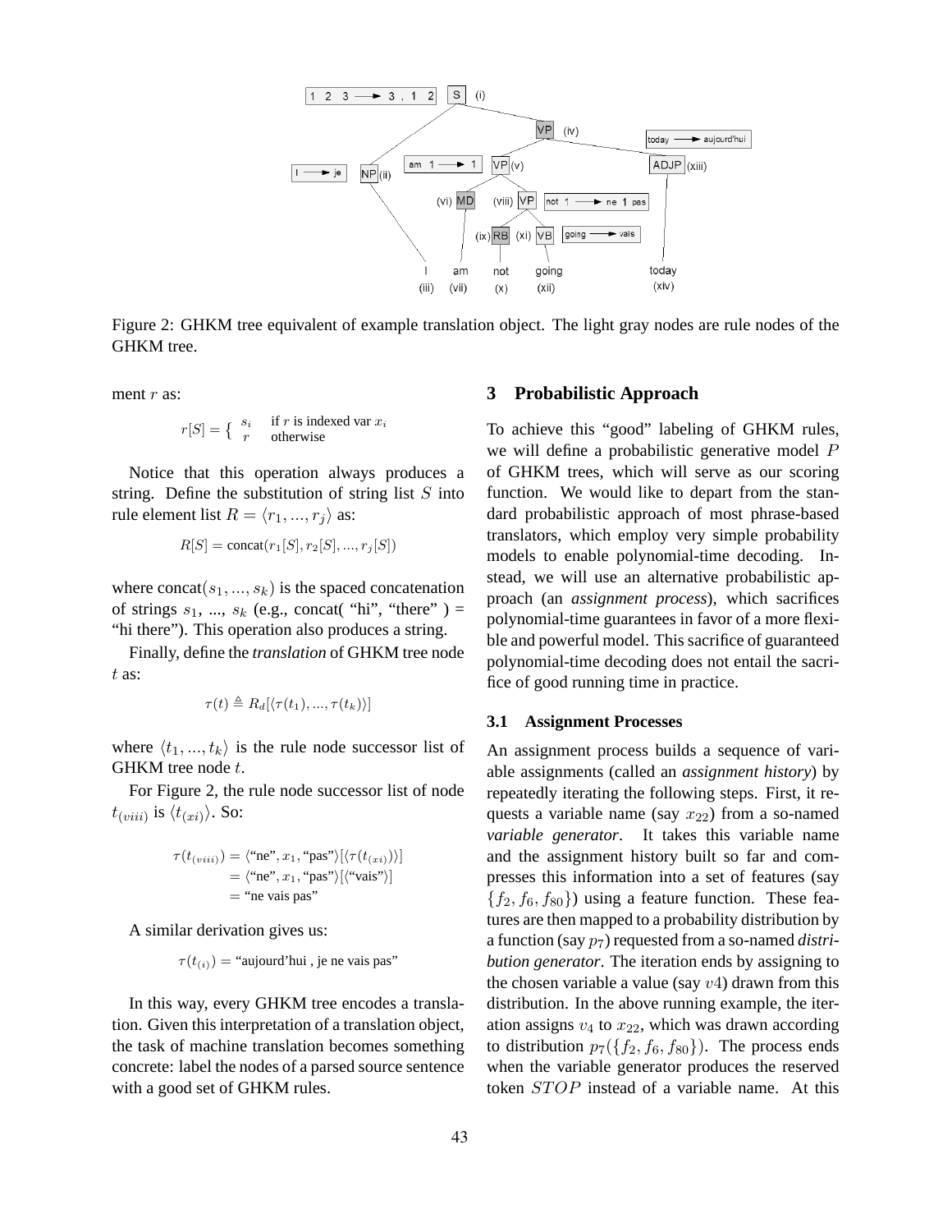1 2 3 ⟶ 3 , 1 2

S (i)

VP (iv)

today ⟶ aujourd'hui

I ⟶ je

NP (ii)

am 1 ⟶ 1

VP (v)

ADJP (xiii)

(vi) MD

(viii) VP

not 1 ⟶ ne 1 pas

(ix) RB

(xi) VB

going ⟶ vais

I (iii)

am (vii)

not (x)

going (xii)

today (xiv)

Figure 2: GHKM tree equivalent of example translation object. The light gray nodes are rule nodes of the GHKM tree.

ment $r$ as:

$$r[S] = \begin{cases} s_i & \text{if } r \text{ is indexed var } x_i \\ r & \text{otherwise} \end{cases}$$

Notice that this operation always produces a string. Define the substitution of string list $S$ into rule element list $R = \langle r_1, ..., r_j \rangle$ as:

$$R[S] = \text{concat}(r_1[S], r_2[S], ..., r_j[S])$$

where concat$(s_1, ..., s_k)$ is the spaced concatenation of strings $s_1$, ..., $s_k$ (e.g., concat( "hi", "there" ) = "hi there"). This operation also produces a string.

Finally, define the *translation* of GHKM tree node $t$ as:

$$\tau(t) \triangleq R_d[\langle \tau(t_1), ..., \tau(t_k) \rangle]$$

where $\langle t_1, ..., t_k \rangle$ is the rule node successor list of GHKM tree node $t$.

For Figure 2, the rule node successor list of node $t_{(viii)}$ is $\langle t_{(xi)} \rangle$. So:

$$\begin{aligned} \tau(t_{(viii)}) &= \langle \text{"ne"}, x_1, \text{"pas"} \rangle [\langle \tau(t_{(xi)}) \rangle] \\ &= \langle \text{"ne"}, x_1, \text{"pas"} \rangle [\langle \text{"vais"} \rangle] \\ &= \text{"ne vais pas"} \end{aligned}$$

A similar derivation gives us:

$$\tau(t_{(i)}) = \text{"aujourd'hui , je ne vais pas"}$$

In this way, every GHKM tree encodes a translation. Given this interpretation of a translation object, the task of machine translation becomes something concrete: label the nodes of a parsed source sentence with a good set of GHKM rules.

## 3 Probabilistic Approach

To achieve this "good" labeling of GHKM rules, we will define a probabilistic generative model $P$ of GHKM trees, which will serve as our scoring function. We would like to depart from the standard probabilistic approach of most phrase-based translators, which employ very simple probability models to enable polynomial-time decoding. Instead, we will use an alternative probabilistic approach (an *assignment process*), which sacrifices polynomial-time guarantees in favor of a more flexible and powerful model. This sacrifice of guaranteed polynomial-time decoding does not entail the sacrifice of good running time in practice.

### 3.1 Assignment Processes

An assignment process builds a sequence of variable assignments (called an *assignment history*) by repeatedly iterating the following steps. First, it requests a variable name (say $x_{22}$) from a so-named *variable generator*. It takes this variable name and the assignment history built so far and compresses this information into a set of features (say $\{f_2, f_6, f_{80}\}$) using a feature function. These features are then mapped to a probability distribution by a function (say $p_7$) requested from a so-named *distribution generator*. The iteration ends by assigning to the chosen variable a value (say $v4$) drawn from this distribution. In the above running example, the iteration assigns $v_4$ to $x_{22}$, which was drawn according to distribution $p_7(\{f_2, f_6, f_{80}\})$. The process ends when the variable generator produces the reserved token $STOP$ instead of a variable name. At this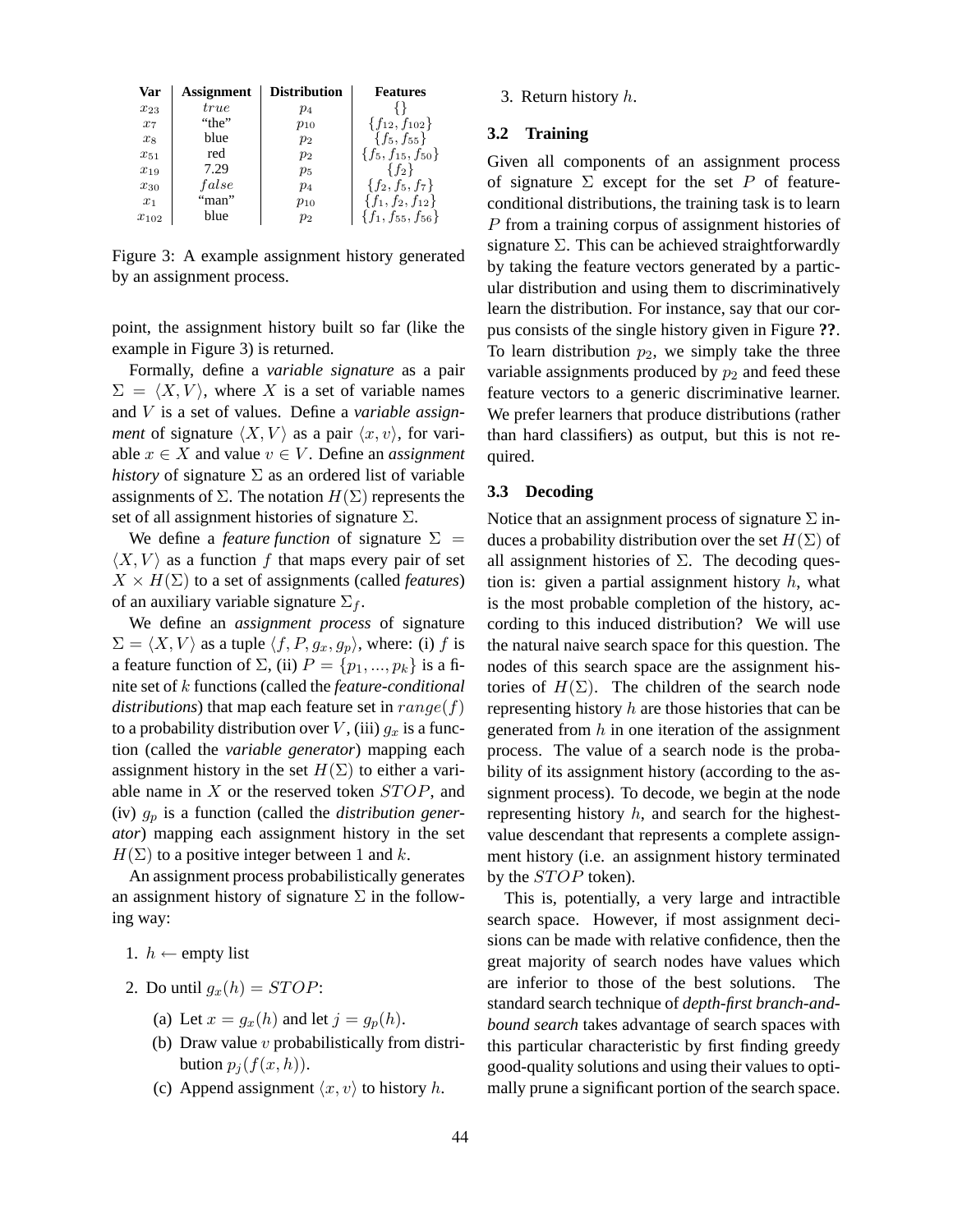| Var | Assignment | Distribution | Features |
|---|---|---|---|
| $x_{23}$ | $true$ | $p_4$ | $\{\}$ |
| $x_7$ | "the" | $p_{10}$ | $\{f_{12}, f_{102}\}$ |
| $x_8$ | blue | $p_2$ | $\{f_5, f_{55}\}$ |
| $x_{51}$ | red | $p_2$ | $\{f_5, f_{15}, f_{50}\}$ |
| $x_{19}$ | 7.29 | $p_5$ | $\{f_2\}$ |
| $x_{30}$ | $false$ | $p_4$ | $\{f_2, f_5, f_7\}$ |
| $x_1$ | "man" | $p_{10}$ | $\{f_1, f_2, f_{12}\}$ |
| $x_{102}$ | blue | $p_2$ | $\{f_1, f_{55}, f_{56}\}$ |

Figure 3: A example assignment history generated by an assignment process.

point, the assignment history built so far (like the example in Figure 3) is returned.

Formally, define a *variable signature* as a pair $\Sigma = \langle X, V \rangle$, where $X$ is a set of variable names and $V$ is a set of values. Define a *variable assignment* of signature $\langle X, V \rangle$ as a pair $\langle x, v \rangle$, for variable $x \in X$ and value $v \in V$. Define an *assignment history* of signature $\Sigma$ as an ordered list of variable assignments of $\Sigma$. The notation $H(\Sigma)$ represents the set of all assignment histories of signature $\Sigma$.

We define a *feature function* of signature $\Sigma = \langle X, V \rangle$ as a function $f$ that maps every pair of set $X \times H(\Sigma)$ to a set of assignments (called *features*) of an auxiliary variable signature $\Sigma_f$.

We define an *assignment process* of signature $\Sigma = \langle X, V \rangle$ as a tuple $\langle f, P, g_x, g_p \rangle$, where: (i) $f$ is a feature function of $\Sigma$, (ii) $P = \{p_1, ..., p_k\}$ is a finite set of $k$ functions (called the *feature-conditional distributions*) that map each feature set in $range(f)$ to a probability distribution over $V$, (iii) $g_x$ is a function (called the *variable generator*) mapping each assignment history in the set $H(\Sigma)$ to either a variable name in $X$ or the reserved token $STOP$, and (iv) $g_p$ is a function (called the *distribution generator*) mapping each assignment history in the set $H(\Sigma)$ to a positive integer between 1 and $k$.

An assignment process probabilistically generates an assignment history of signature $\Sigma$ in the following way:

1. $h \leftarrow$ empty list
2. Do until $g_x(h) = STOP$:
   (a) Let $x = g_x(h)$ and let $j = g_p(h)$.
   (b) Draw value $v$ probabilistically from distribution $p_j(f(x, h))$.
   (c) Append assignment $\langle x, v \rangle$ to history $h$.
3. Return history $h$.

### 3.2 Training

Given all components of an assignment process of signature $\Sigma$ except for the set $P$ of feature-conditional distributions, the training task is to learn $P$ from a training corpus of assignment histories of signature $\Sigma$. This can be achieved straightforwardly by taking the feature vectors generated by a particular distribution and using them to discriminatively learn the distribution. For instance, say that our corpus consists of the single history given in Figure **??**. To learn distribution $p_2$, we simply take the three variable assignments produced by $p_2$ and feed these feature vectors to a generic discriminative learner. We prefer learners that produce distributions (rather than hard classifiers) as output, but this is not required.

### 3.3 Decoding

Notice that an assignment process of signature $\Sigma$ induces a probability distribution over the set $H(\Sigma)$ of all assignment histories of $\Sigma$. The decoding question is: given a partial assignment history $h$, what is the most probable completion of the history, according to this induced distribution? We will use the natural naive search space for this question. The nodes of this search space are the assignment histories of $H(\Sigma)$. The children of the search node representing history $h$ are those histories that can be generated from $h$ in one iteration of the assignment process. The value of a search node is the probability of its assignment history (according to the assignment process). To decode, we begin at the node representing history $h$, and search for the highest-value descendant that represents a complete assignment history (i.e. an assignment history terminated by the $STOP$ token).

This is, potentially, a very large and intractible search space. However, if most assignment decisions can be made with relative confidence, then the great majority of search nodes have values which are inferior to those of the best solutions. The standard search technique of ***depth-first branch-and-bound search*** takes advantage of search spaces with this particular characteristic by first finding greedy good-quality solutions and using their values to optimally prune a significant portion of the search space.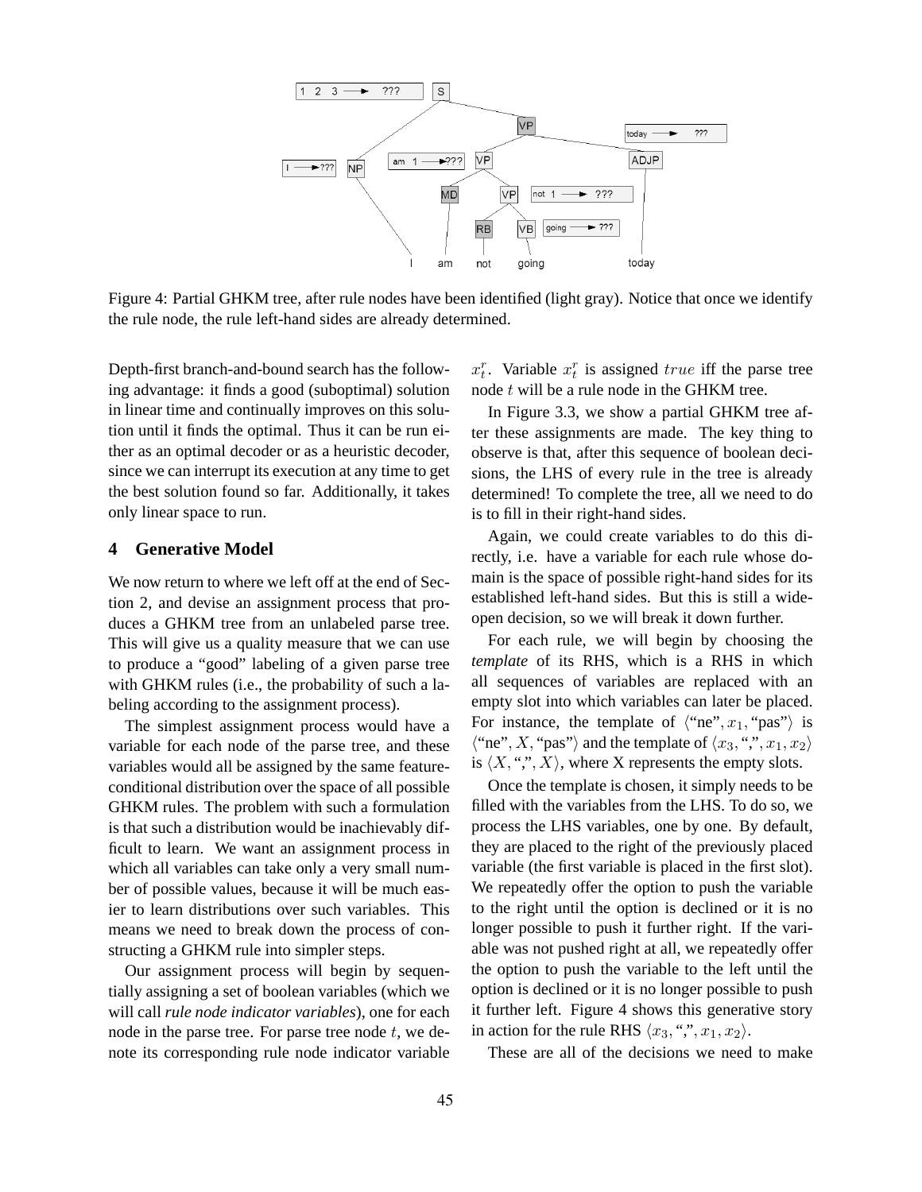1 2 3 ⟶ ???

S

VP

today ⟶ ???

I ⟶ ???

NP

am 1 ⟶ ???

VP

ADJP

MD

VP

not 1 ⟶ ???

RB

VB

going ⟶ ???

I am not going today

Figure 4: Partial GHKM tree, after rule nodes have been identified (light gray). Notice that once we identify the rule node, the rule left-hand sides are already determined.

Depth-first branch-and-bound search has the following advantage: it finds a good (suboptimal) solution in linear time and continually improves on this solution until it finds the optimal. Thus it can be run either as an optimal decoder or as a heuristic decoder, since we can interrupt its execution at any time to get the best solution found so far. Additionally, it takes only linear space to run.

## 4 Generative Model

We now return to where we left off at the end of Section 2, and devise an assignment process that produces a GHKM tree from an unlabeled parse tree. This will give us a quality measure that we can use to produce a "good" labeling of a given parse tree with GHKM rules (i.e., the probability of such a labeling according to the assignment process).

The simplest assignment process would have a variable for each node of the parse tree, and these variables would all be assigned by the same feature-conditional distribution over the space of all possible GHKM rules. The problem with such a formulation is that such a distribution would be inachievably difficult to learn. We want an assignment process in which all variables can take only a very small number of possible values, because it will be much easier to learn distributions over such variables. This means we need to break down the process of constructing a GHKM rule into simpler steps.

Our assignment process will begin by sequentially assigning a set of boolean variables (which we will call *rule node indicator variables*), one for each node in the parse tree. For parse tree node $t$, we denote its corresponding rule node indicator variable $x_t^r$. Variable $x_t^r$ is assigned $true$ iff the parse tree node $t$ will be a rule node in the GHKM tree.

In Figure 3.3, we show a partial GHKM tree after these assignments are made. The key thing to observe is that, after this sequence of boolean decisions, the LHS of every rule in the tree is already determined! To complete the tree, all we need to do is to fill in their right-hand sides.

Again, we could create variables to do this directly, i.e. have a variable for each rule whose domain is the space of possible right-hand sides for its established left-hand sides. But this is still a wide-open decision, so we will break it down further.

For each rule, we will begin by choosing the *template* of its RHS, which is a RHS in which all sequences of variables are replaced with an empty slot into which variables can later be placed. For instance, the template of $\langle$"ne"$, x_1,$ "pas"$\rangle$ is $\langle$"ne"$, X,$ "pas"$\rangle$ and the template of $\langle x_3,$ ","$, x_1, x_2\rangle$ is $\langle X,$ ","$, X\rangle$, where X represents the empty slots.

Once the template is chosen, it simply needs to be filled with the variables from the LHS. To do so, we process the LHS variables, one by one. By default, they are placed to the right of the previously placed variable (the first variable is placed in the first slot). We repeatedly offer the option to push the variable to the right until the option is declined or it is no longer possible to push it further right. If the variable was not pushed right at all, we repeatedly offer the option to push the variable to the left until the option is declined or it is no longer possible to push it further left. Figure 4 shows this generative story in action for the rule RHS $\langle x_3,$ ","$, x_1, x_2\rangle$.

These are all of the decisions we need to make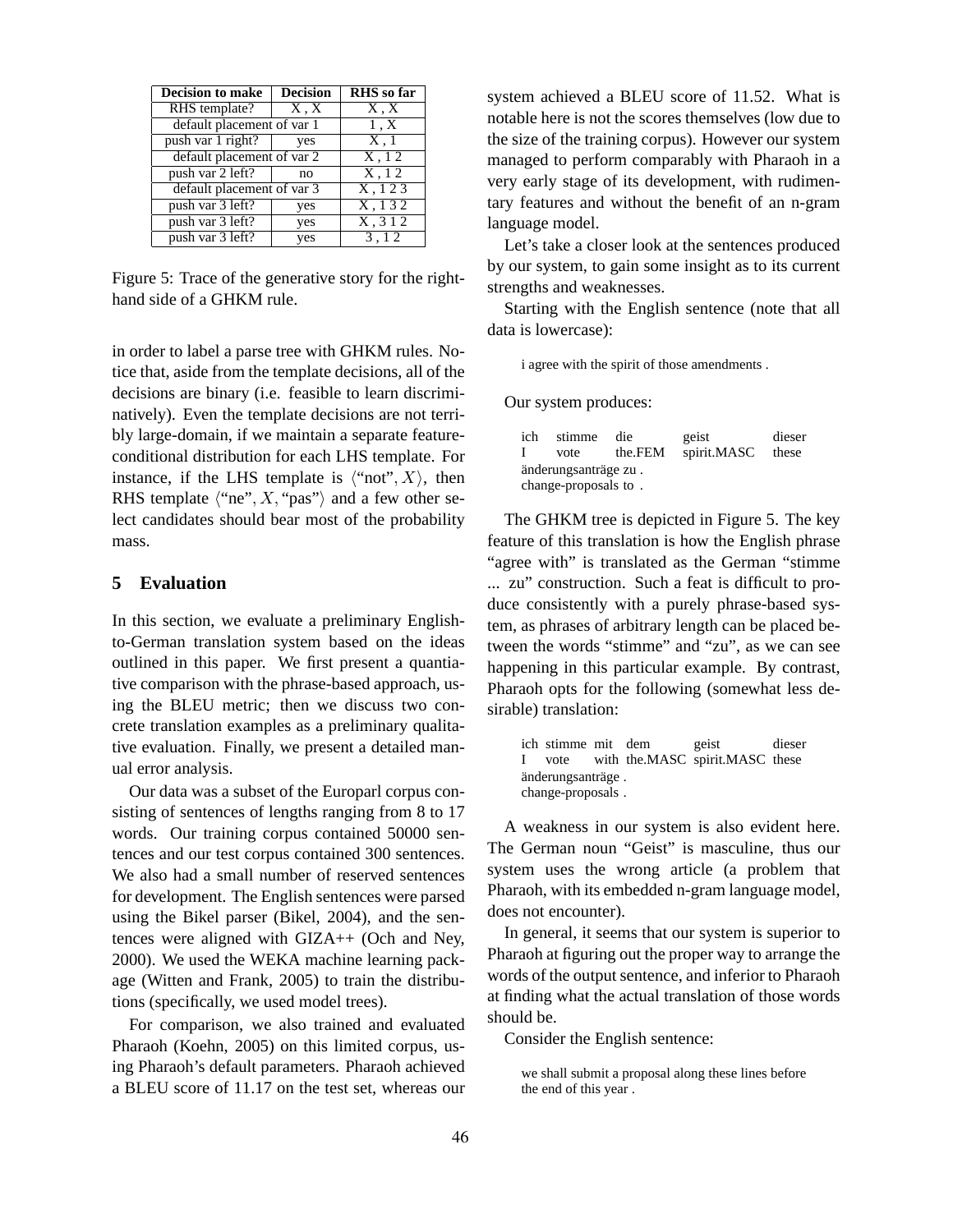| Decision to make | Decision | RHS so far |
|---|---|---|
| RHS template? | X , X | X , X |
| default placement of var 1 | | 1 , X |
| push var 1 right? | yes | X , 1 |
| default placement of var 2 | | X , 1 2 |
| push var 2 left? | no | X , 1 2 |
| default placement of var 3 | | X , 1 2 3 |
| push var 3 left? | yes | X , 1 3 2 |
| push var 3 left? | yes | X , 3 1 2 |
| push var 3 left? | yes | 3 , 1 2 |

Figure 5: Trace of the generative story for the right-hand side of a GHKM rule.

in order to label a parse tree with GHKM rules. Notice that, aside from the template decisions, all of the decisions are binary (i.e. feasible to learn discriminatively). Even the template decisions are not terribly large-domain, if we maintain a separate feature-conditional distribution for each LHS template. For instance, if the LHS template is $\langle$"not", $X\rangle$, then RHS template $\langle$"ne", $X$, "pas"$\rangle$ and a few other select candidates should bear most of the probability mass.

## 5 Evaluation

In this section, we evaluate a preliminary English-to-German translation system based on the ideas outlined in this paper. We first present a quantiative comparison with the phrase-based approach, using the BLEU metric; then we discuss two concrete translation examples as a preliminary qualitative evaluation. Finally, we present a detailed manual error analysis.

Our data was a subset of the Europarl corpus consisting of sentences of lengths ranging from 8 to 17 words. Our training corpus contained 50000 sentences and our test corpus contained 300 sentences. We also had a small number of reserved sentences for development. The English sentences were parsed using the Bikel parser (Bikel, 2004), and the sentences were aligned with GIZA++ (Och and Ney, 2000). We used the WEKA machine learning package (Witten and Frank, 2005) to train the distributions (specifically, we used model trees).

For comparison, we also trained and evaluated Pharaoh (Koehn, 2005) on this limited corpus, using Pharaoh's default parameters. Pharaoh achieved a BLEU score of 11.17 on the test set, whereas our system achieved a BLEU score of 11.52. What is notable here is not the scores themselves (low due to the size of the training corpus). However our system managed to perform comparably with Pharaoh in a very early stage of its development, with rudimentary features and without the benefit of an n-gram language model.

Let's take a closer look at the sentences produced by our system, to gain some insight as to its current strengths and weaknesses.

Starting with the English sentence (note that all data is lowercase):

> i agree with the spirit of those amendments .

Our system produces:

> ich stimme die geist dieser
> I vote the.FEM spirit.MASC these
> änderungsanträge zu .
> change-proposals to .

The GHKM tree is depicted in Figure 5. The key feature of this translation is how the English phrase "agree with" is translated as the German "stimme ... zu" construction. Such a feat is difficult to produce consistently with a purely phrase-based system, as phrases of arbitrary length can be placed between the words "stimme" and "zu", as we can see happening in this particular example. By contrast, Pharaoh opts for the following (somewhat less desirable) translation:

> ich stimme mit dem geist dieser
> I vote with the.MASC spirit.MASC these
> änderungsanträge .
> change-proposals .

A weakness in our system is also evident here. The German noun "Geist" is masculine, thus our system uses the wrong article (a problem that Pharaoh, with its embedded n-gram language model, does not encounter).

In general, it seems that our system is superior to Pharaoh at figuring out the proper way to arrange the words of the output sentence, and inferior to Pharaoh at finding what the actual translation of those words should be.

Consider the English sentence:

> we shall submit a proposal along these lines before the end of this year .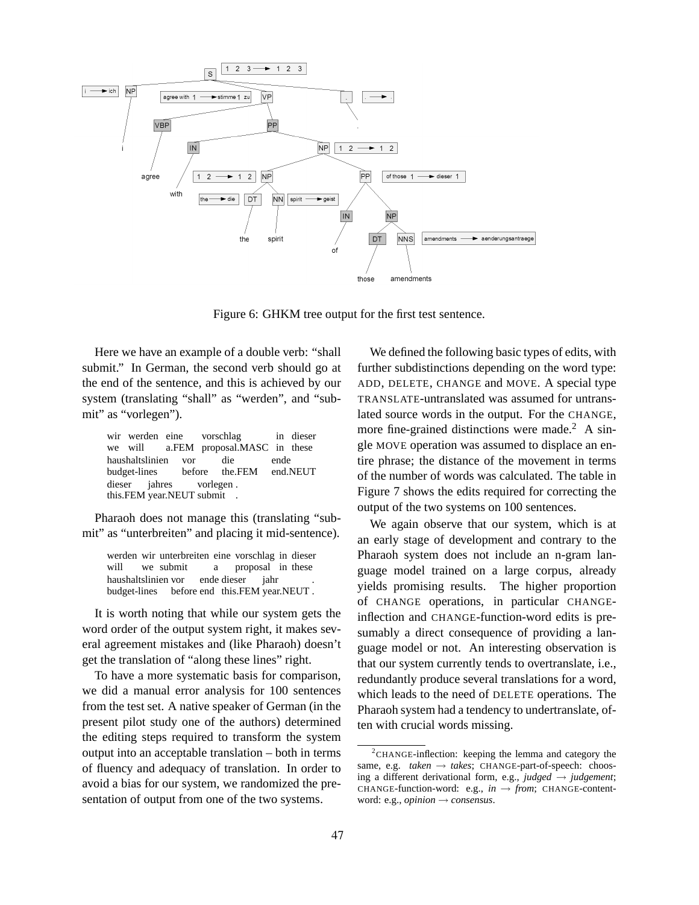S   1 2 3 → 1 2 3

i → ich   NP   agree with 1 → stimme 1 zu   VP   .   . → .

VBP   PP   .

i   IN   NP   1 2 → 1 2

agree   1 2 → 1 2   NP   PP   of those 1 → dieser 1

with   the → die   DT   NN   spirit → geist

IN   NP

the   spirit   DT   NNS   amendments → aenderungsantraege

of

those   amendments

Figure 6: GHKM tree output for the first test sentence.

Here we have an example of a double verb: "shall submit." In German, the second verb should go at the end of the sentence, and this is achieved by our system (translating "shall" as "werden", and "submit" as "vorlegen").

| | | | | | | |
|---|---|---|---|---|---|---|
| wir | werden | eine | vorschlag | in | dieser | |
| we | will | a.FEM | proposal.MASC | in | these | |
| haushaltslinien | vor | die | ende | | | |
| budget-lines | before | the.FEM | end.NEUT | | | |
| dieser | jahres | vorlegen | . | | | |
| this.FEM | year.NEUT | submit | . | | | |

Pharaoh does not manage this (translating "submit" as "unterbreiten" and placing it mid-sentence).

| | | | | | | | |
|---|---|---|---|---|---|---|---|
| werden | wir | unterbreiten | eine | vorschlag | in | dieser | |
| will | we | submit | a | proposal | in | these | |
| haushaltslinien | vor | ende | dieser | jahr | . | | |
| budget-lines | before | end | this.FEM | year.NEUT | . | | |

It is worth noting that while our system gets the word order of the output system right, it makes several agreement mistakes and (like Pharaoh) doesn't get the translation of "along these lines" right.

To have a more systematic basis for comparison, we did a manual error analysis for 100 sentences from the test set. A native speaker of German (in the present pilot study one of the authors) determined the editing steps required to transform the system output into an acceptable translation – both in terms of fluency and adequacy of translation. In order to avoid a bias for our system, we randomized the presentation of output from one of the two systems.

We defined the following basic types of edits, with further subdistinctions depending on the word type: ADD, DELETE, CHANGE and MOVE. A special type TRANSLATE-untranslated was assumed for untranslated source words in the output. For the CHANGE, more fine-grained distinctions were made.[2] A single MOVE operation was assumed to displace an entire phrase; the distance of the movement in terms of the number of words was calculated. The table in Figure 7 shows the edits required for correcting the output of the two systems on 100 sentences.

We again observe that our system, which is at an early stage of development and contrary to the Pharaoh system does not include an n-gram language model trained on a large corpus, already yields promising results. The higher proportion of CHANGE operations, in particular CHANGE-inflection and CHANGE-function-word edits is presumably a direct consequence of providing a language model or not. An interesting observation is that our system currently tends to overtranslate, i.e., redundantly produce several translations for a word, which leads to the need of DELETE operations. The Pharaoh system had a tendency to undertranslate, often with crucial words missing.

[2] CHANGE-inflection: keeping the lemma and category the same, e.g. *taken* → *takes*; CHANGE-part-of-speech: choosing a different derivational form, e.g., *judged* → *judgement*; CHANGE-function-word: e.g., *in* → *from*; CHANGE-content-word: e.g., *opinion* → *consensus*.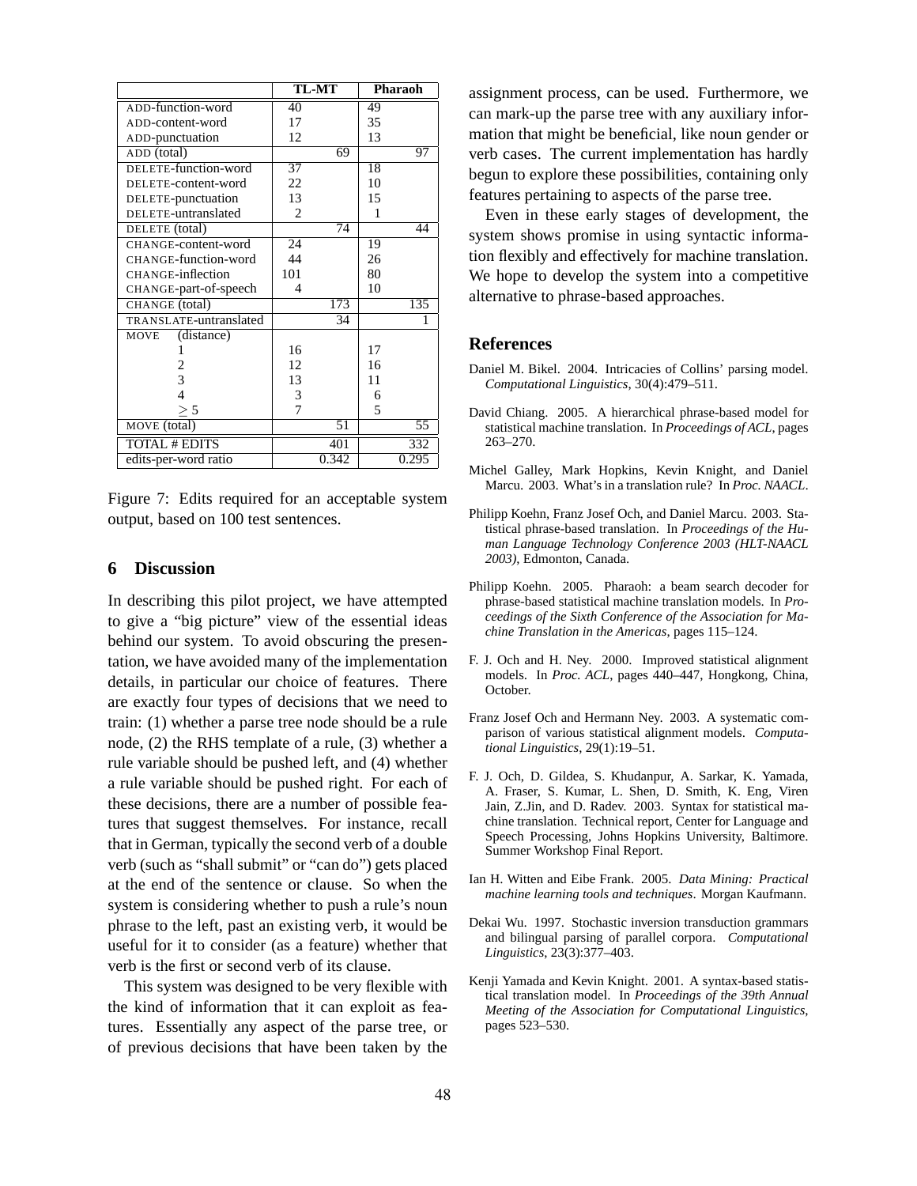| | TL-MT | | Pharaoh | |
|---|---|---|---|---|
| ADD-function-word | 40 | | 49 | |
| ADD-content-word | 17 | | 35 | |
| ADD-punctuation | 12 | | 13 | |
| ADD (total) | | 69 | | 97 |
| DELETE-function-word | 37 | | 18 | |
| DELETE-content-word | 22 | | 10 | |
| DELETE-punctuation | 13 | | 15 | |
| DELETE-untranslated | 2 | | 1 | |
| DELETE (total) | | 74 | | 44 |
| CHANGE-content-word | 24 | | 19 | |
| CHANGE-function-word | 44 | | 26 | |
| CHANGE-inflection | 101 | | 80 | |
| CHANGE-part-of-speech | 4 | | 10 | |
| CHANGE (total) | | 173 | | 135 |
| TRANSLATE-untranslated | | 34 | | 1 |
| MOVE (distance) | | | | |
| 1 | 16 | | 17 | |
| 2 | 12 | | 16 | |
| 3 | 13 | | 11 | |
| 4 | 3 | | 6 | |
| $\geq 5$ | 7 | | 5 | |
| MOVE (total) | | 51 | | 55 |
| TOTAL # EDITS | | 401 | | 332 |
| edits-per-word ratio | | 0.342 | | 0.295 |

Figure 7: Edits required for an acceptable system output, based on 100 test sentences.

## 6 Discussion

In describing this pilot project, we have attempted to give a "big picture" view of the essential ideas behind our system. To avoid obscuring the presentation, we have avoided many of the implementation details, in particular our choice of features. There are exactly four types of decisions that we need to train: (1) whether a parse tree node should be a rule node, (2) the RHS template of a rule, (3) whether a rule variable should be pushed left, and (4) whether a rule variable should be pushed right. For each of these decisions, there are a number of possible features that suggest themselves. For instance, recall that in German, typically the second verb of a double verb (such as "shall submit" or "can do") gets placed at the end of the sentence or clause. So when the system is considering whether to push a rule's noun phrase to the left, past an existing verb, it would be useful for it to consider (as a feature) whether that verb is the first or second verb of its clause.

This system was designed to be very flexible with the kind of information that it can exploit as features. Essentially any aspect of the parse tree, or of previous decisions that have been taken by the assignment process, can be used. Furthermore, we can mark-up the parse tree with any auxiliary information that might be beneficial, like noun gender or verb cases. The current implementation has hardly begun to explore these possibilities, containing only features pertaining to aspects of the parse tree.

Even in these early stages of development, the system shows promise in using syntactic information flexibly and effectively for machine translation. We hope to develop the system into a competitive alternative to phrase-based approaches.

## References

Daniel M. Bikel. 2004. Intricacies of Collins' parsing model. *Computational Linguistics*, 30(4):479–511.

David Chiang. 2005. A hierarchical phrase-based model for statistical machine translation. In *Proceedings of ACL*, pages 263–270.

Michel Galley, Mark Hopkins, Kevin Knight, and Daniel Marcu. 2003. What's in a translation rule? In *Proc. NAACL*.

Philipp Koehn, Franz Josef Och, and Daniel Marcu. 2003. Statistical phrase-based translation. In *Proceedings of the Human Language Technology Conference 2003 (HLT-NAACL 2003)*, Edmonton, Canada.

Philipp Koehn. 2005. Pharaoh: a beam search decoder for phrase-based statistical machine translation models. In *Proceedings of the Sixth Conference of the Association for Machine Translation in the Americas*, pages 115–124.

F. J. Och and H. Ney. 2000. Improved statistical alignment models. In *Proc. ACL*, pages 440–447, Hongkong, China, October.

Franz Josef Och and Hermann Ney. 2003. A systematic comparison of various statistical alignment models. *Computational Linguistics*, 29(1):19–51.

F. J. Och, D. Gildea, S. Khudanpur, A. Sarkar, K. Yamada, A. Fraser, S. Kumar, L. Shen, D. Smith, K. Eng, Viren Jain, Z.Jin, and D. Radev. 2003. Syntax for statistical machine translation. Technical report, Center for Language and Speech Processing, Johns Hopkins University, Baltimore. Summer Workshop Final Report.

Ian H. Witten and Eibe Frank. 2005. *Data Mining: Practical machine learning tools and techniques*. Morgan Kaufmann.

Dekai Wu. 1997. Stochastic inversion transduction grammars and bilingual parsing of parallel corpora. *Computational Linguistics*, 23(3):377–403.

Kenji Yamada and Kevin Knight. 2001. A syntax-based statistical translation model. In *Proceedings of the 39th Annual Meeting of the Association for Computational Linguistics*, pages 523–530.